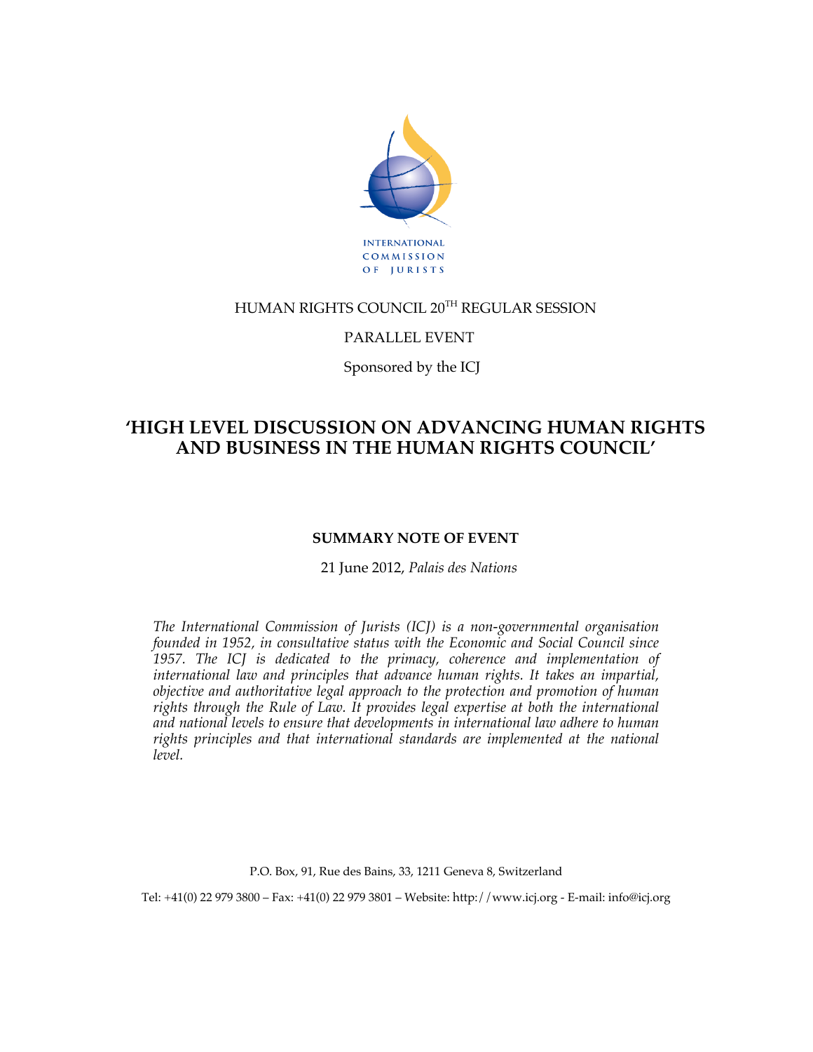INTERNATIONAL COMMISSION OF JURISTS

HUMAN RIGHTS COUNCIL 20TH REGULAR SESSION

PARALLEL EVENT

Sponsored by the ICJ

# 'HIGH LEVEL DISCUSSION ON ADVANCING HUMAN RIGHTS AND BUSINESS IN THE HUMAN RIGHTS COUNCIL'

**SUMMARY NOTE OF EVENT**

21 June 2012, *Palais des Nations*

*The International Commission of Jurists (ICJ) is a non-governmental organisation founded in 1952, in consultative status with the Economic and Social Council since 1957. The ICJ is dedicated to the primacy, coherence and implementation of international law and principles that advance human rights. It takes an impartial, objective and authoritative legal approach to the protection and promotion of human rights through the Rule of Law. It provides legal expertise at both the international and national levels to ensure that developments in international law adhere to human rights principles and that international standards are implemented at the national level.*

P.O. Box, 91, Rue des Bains, 33, 1211 Geneva 8, Switzerland

Tel: +41(0) 22 979 3800 – Fax: +41(0) 22 979 3801 – Website: http://www.icj.org - E-mail: info@icj.org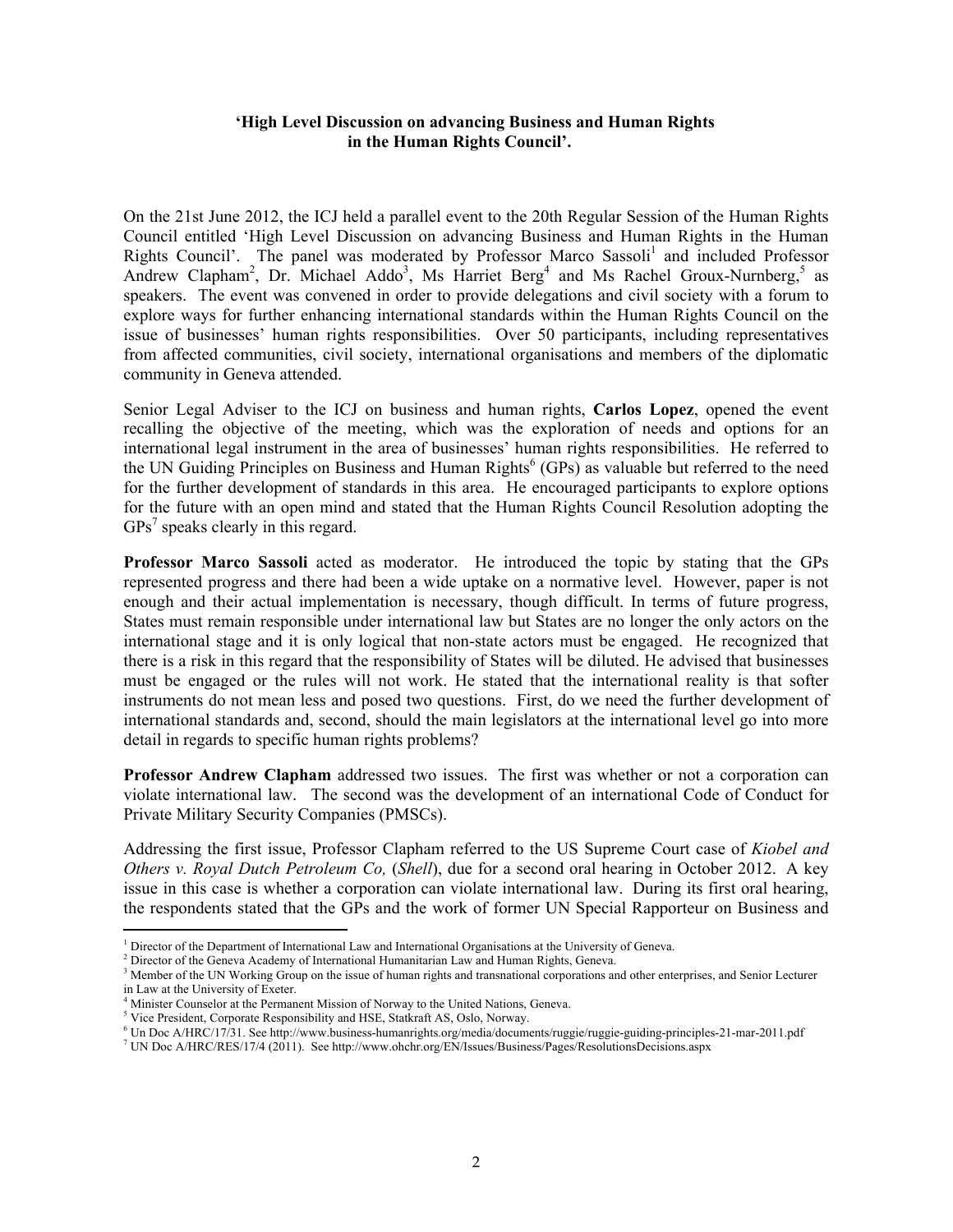**'High Level Discussion on advancing Business and Human Rights in the Human Rights Council'.**

On the 21st June 2012, the ICJ held a parallel event to the 20th Regular Session of the Human Rights Council entitled 'High Level Discussion on advancing Business and Human Rights in the Human Rights Council'. The panel was moderated by Professor Marco Sassoli[1] and included Professor Andrew Clapham[2], Dr. Michael Addo[3], Ms Harriet Berg[4] and Ms Rachel Groux-Nurnberg,[5] as speakers. The event was convened in order to provide delegations and civil society with a forum to explore ways for further enhancing international standards within the Human Rights Council on the issue of businesses' human rights responsibilities. Over 50 participants, including representatives from affected communities, civil society, international organisations and members of the diplomatic community in Geneva attended.

Senior Legal Adviser to the ICJ on business and human rights, **Carlos Lopez**, opened the event recalling the objective of the meeting, which was the exploration of needs and options for an international legal instrument in the area of businesses' human rights responsibilities. He referred to the UN Guiding Principles on Business and Human Rights[6] (GPs) as valuable but referred to the need for the further development of standards in this area. He encouraged participants to explore options for the future with an open mind and stated that the Human Rights Council Resolution adopting the GPs[7] speaks clearly in this regard.

**Professor Marco Sassoli** acted as moderator. He introduced the topic by stating that the GPs represented progress and there had been a wide uptake on a normative level. However, paper is not enough and their actual implementation is necessary, though difficult. In terms of future progress, States must remain responsible under international law but States are no longer the only actors on the international stage and it is only logical that non-state actors must be engaged. He recognized that there is a risk in this regard that the responsibility of States will be diluted. He advised that businesses must be engaged or the rules will not work. He stated that the international reality is that softer instruments do not mean less and posed two questions. First, do we need the further development of international standards and, second, should the main legislators at the international level go into more detail in regards to specific human rights problems?

**Professor Andrew Clapham** addressed two issues. The first was whether or not a corporation can violate international law. The second was the development of an international Code of Conduct for Private Military Security Companies (PMSCs).

Addressing the first issue, Professor Clapham referred to the US Supreme Court case of *Kiobel and Others v. Royal Dutch Petroleum Co,* (*Shell*), due for a second oral hearing in October 2012. A key issue in this case is whether a corporation can violate international law. During its first oral hearing, the respondents stated that the GPs and the work of former UN Special Rapporteur on Business and

---

[1] Director of the Department of International Law and International Organisations at the University of Geneva.

[2] Director of the Geneva Academy of International Humanitarian Law and Human Rights, Geneva.

[3] Member of the UN Working Group on the issue of human rights and transnational corporations and other enterprises, and Senior Lecturer in Law at the University of Exeter.

[4] Minister Counselor at the Permanent Mission of Norway to the United Nations, Geneva.

[5] Vice President, Corporate Responsibility and HSE, Statkraft AS, Oslo, Norway.

[6] Un Doc A/HRC/17/31. See http://www.business-humanrights.org/media/documents/ruggie/ruggie-guiding-principles-21-mar-2011.pdf

[7] UN Doc A/HRC/RES/17/4 (2011). See http://www.ohchr.org/EN/Issues/Business/Pages/ResolutionsDecisions.aspx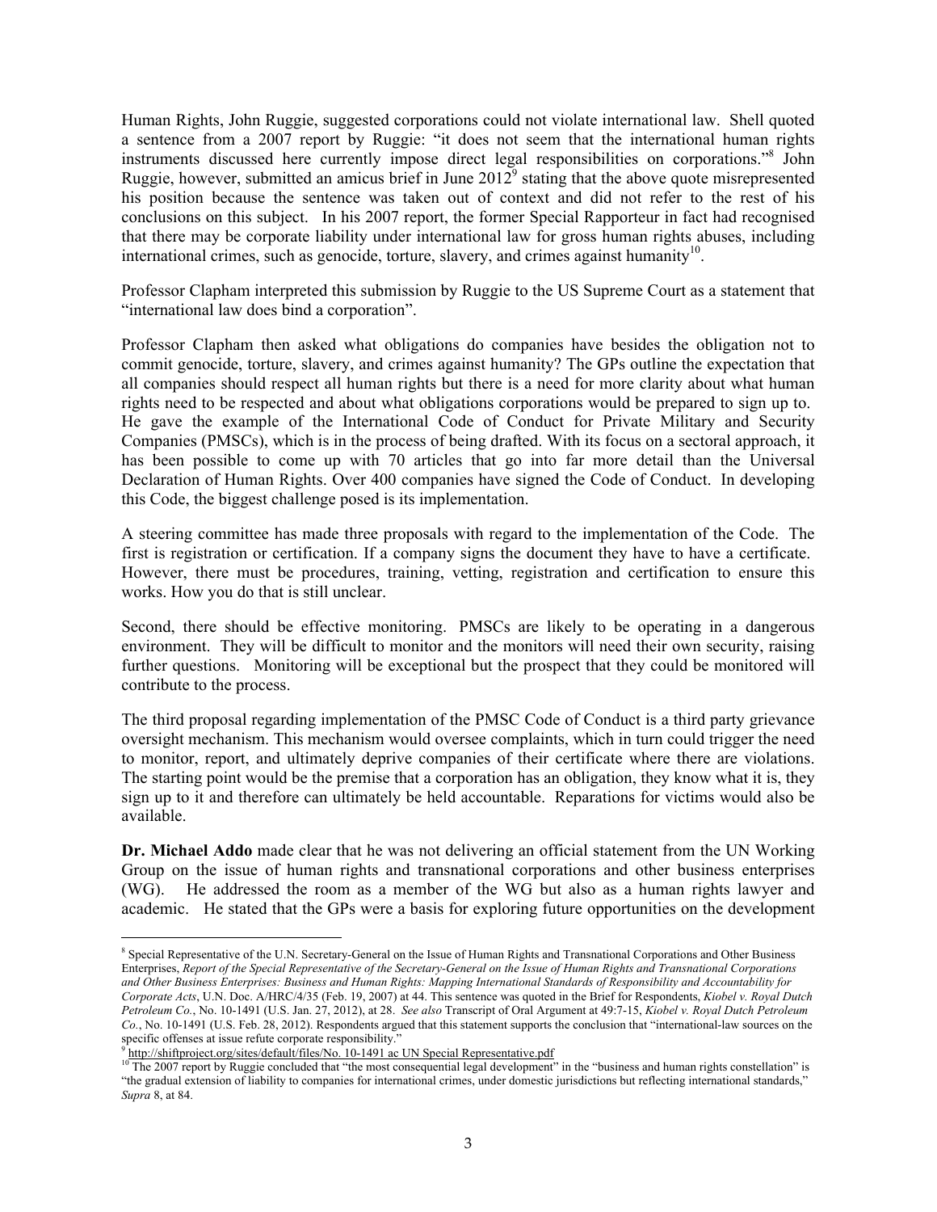Human Rights, John Ruggie, suggested corporations could not violate international law. Shell quoted a sentence from a 2007 report by Ruggie: "it does not seem that the international human rights instruments discussed here currently impose direct legal responsibilities on corporations."[8] John Ruggie, however, submitted an amicus brief in June 2012[9] stating that the above quote misrepresented his position because the sentence was taken out of context and did not refer to the rest of his conclusions on this subject. In his 2007 report, the former Special Rapporteur in fact had recognised that there may be corporate liability under international law for gross human rights abuses, including international crimes, such as genocide, torture, slavery, and crimes against humanity[10].

Professor Clapham interpreted this submission by Ruggie to the US Supreme Court as a statement that "international law does bind a corporation".

Professor Clapham then asked what obligations do companies have besides the obligation not to commit genocide, torture, slavery, and crimes against humanity? The GPs outline the expectation that all companies should respect all human rights but there is a need for more clarity about what human rights need to be respected and about what obligations corporations would be prepared to sign up to. He gave the example of the International Code of Conduct for Private Military and Security Companies (PMSCs), which is in the process of being drafted. With its focus on a sectoral approach, it has been possible to come up with 70 articles that go into far more detail than the Universal Declaration of Human Rights. Over 400 companies have signed the Code of Conduct. In developing this Code, the biggest challenge posed is its implementation.

A steering committee has made three proposals with regard to the implementation of the Code. The first is registration or certification. If a company signs the document they have to have a certificate. However, there must be procedures, training, vetting, registration and certification to ensure this works. How you do that is still unclear.

Second, there should be effective monitoring. PMSCs are likely to be operating in a dangerous environment. They will be difficult to monitor and the monitors will need their own security, raising further questions. Monitoring will be exceptional but the prospect that they could be monitored will contribute to the process.

The third proposal regarding implementation of the PMSC Code of Conduct is a third party grievance oversight mechanism. This mechanism would oversee complaints, which in turn could trigger the need to monitor, report, and ultimately deprive companies of their certificate where there are violations. The starting point would be the premise that a corporation has an obligation, they know what it is, they sign up to it and therefore can ultimately be held accountable. Reparations for victims would also be available.

**Dr. Michael Addo** made clear that he was not delivering an official statement from the UN Working Group on the issue of human rights and transnational corporations and other business enterprises (WG). He addressed the room as a member of the WG but also as a human rights lawyer and academic. He stated that the GPs were a basis for exploring future opportunities on the development

---

[8] Special Representative of the U.N. Secretary-General on the Issue of Human Rights and Transnational Corporations and Other Business Enterprises, *Report of the Special Representative of the Secretary-General on the Issue of Human Rights and Transnational Corporations and Other Business Enterprises: Business and Human Rights: Mapping International Standards of Responsibility and Accountability for Corporate Acts*, U.N. Doc. A/HRC/4/35 (Feb. 19, 2007) at 44. This sentence was quoted in the Brief for Respondents, *Kiobel v. Royal Dutch Petroleum Co.*, No. 10-1491 (U.S. Jan. 27, 2012), at 28. *See also* Transcript of Oral Argument at 49:7-15, *Kiobel v. Royal Dutch Petroleum Co.*, No. 10-1491 (U.S. Feb. 28, 2012). Respondents argued that this statement supports the conclusion that "international-law sources on the specific offenses at issue refute corporate responsibility."

[9] http://shiftproject.org/sites/default/files/No. 10-1491 ac UN Special Representative.pdf

[10] The 2007 report by Ruggie concluded that "the most consequential legal development" in the "business and human rights constellation" is "the gradual extension of liability to companies for international crimes, under domestic jurisdictions but reflecting international standards," *Supra* 8, at 84.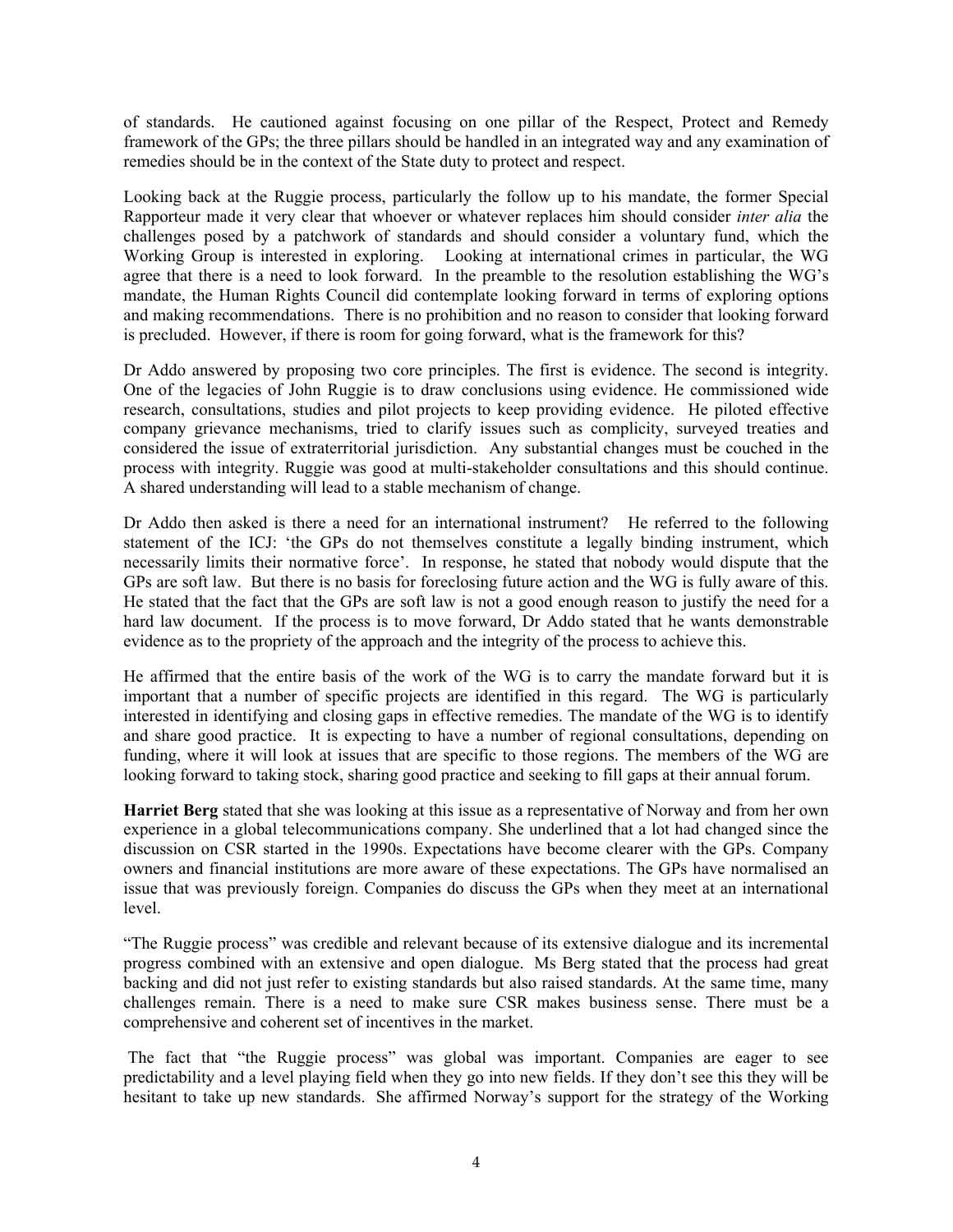of standards. He cautioned against focusing on one pillar of the Respect, Protect and Remedy framework of the GPs; the three pillars should be handled in an integrated way and any examination of remedies should be in the context of the State duty to protect and respect.

Looking back at the Ruggie process, particularly the follow up to his mandate, the former Special Rapporteur made it very clear that whoever or whatever replaces him should consider *inter alia* the challenges posed by a patchwork of standards and should consider a voluntary fund, which the Working Group is interested in exploring. Looking at international crimes in particular, the WG agree that there is a need to look forward. In the preamble to the resolution establishing the WG's mandate, the Human Rights Council did contemplate looking forward in terms of exploring options and making recommendations. There is no prohibition and no reason to consider that looking forward is precluded. However, if there is room for going forward, what is the framework for this?

Dr Addo answered by proposing two core principles. The first is evidence. The second is integrity. One of the legacies of John Ruggie is to draw conclusions using evidence. He commissioned wide research, consultations, studies and pilot projects to keep providing evidence. He piloted effective company grievance mechanisms, tried to clarify issues such as complicity, surveyed treaties and considered the issue of extraterritorial jurisdiction. Any substantial changes must be couched in the process with integrity. Ruggie was good at multi-stakeholder consultations and this should continue. A shared understanding will lead to a stable mechanism of change.

Dr Addo then asked is there a need for an international instrument? He referred to the following statement of the ICJ: 'the GPs do not themselves constitute a legally binding instrument, which necessarily limits their normative force'. In response, he stated that nobody would dispute that the GPs are soft law. But there is no basis for foreclosing future action and the WG is fully aware of this. He stated that the fact that the GPs are soft law is not a good enough reason to justify the need for a hard law document. If the process is to move forward, Dr Addo stated that he wants demonstrable evidence as to the propriety of the approach and the integrity of the process to achieve this.

He affirmed that the entire basis of the work of the WG is to carry the mandate forward but it is important that a number of specific projects are identified in this regard. The WG is particularly interested in identifying and closing gaps in effective remedies. The mandate of the WG is to identify and share good practice. It is expecting to have a number of regional consultations, depending on funding, where it will look at issues that are specific to those regions. The members of the WG are looking forward to taking stock, sharing good practice and seeking to fill gaps at their annual forum.

**Harriet Berg** stated that she was looking at this issue as a representative of Norway and from her own experience in a global telecommunications company. She underlined that a lot had changed since the discussion on CSR started in the 1990s. Expectations have become clearer with the GPs. Company owners and financial institutions are more aware of these expectations. The GPs have normalised an issue that was previously foreign. Companies do discuss the GPs when they meet at an international level.

"The Ruggie process" was credible and relevant because of its extensive dialogue and its incremental progress combined with an extensive and open dialogue. Ms Berg stated that the process had great backing and did not just refer to existing standards but also raised standards. At the same time, many challenges remain. There is a need to make sure CSR makes business sense. There must be a comprehensive and coherent set of incentives in the market.

The fact that "the Ruggie process" was global was important. Companies are eager to see predictability and a level playing field when they go into new fields. If they don't see this they will be hesitant to take up new standards. She affirmed Norway's support for the strategy of the Working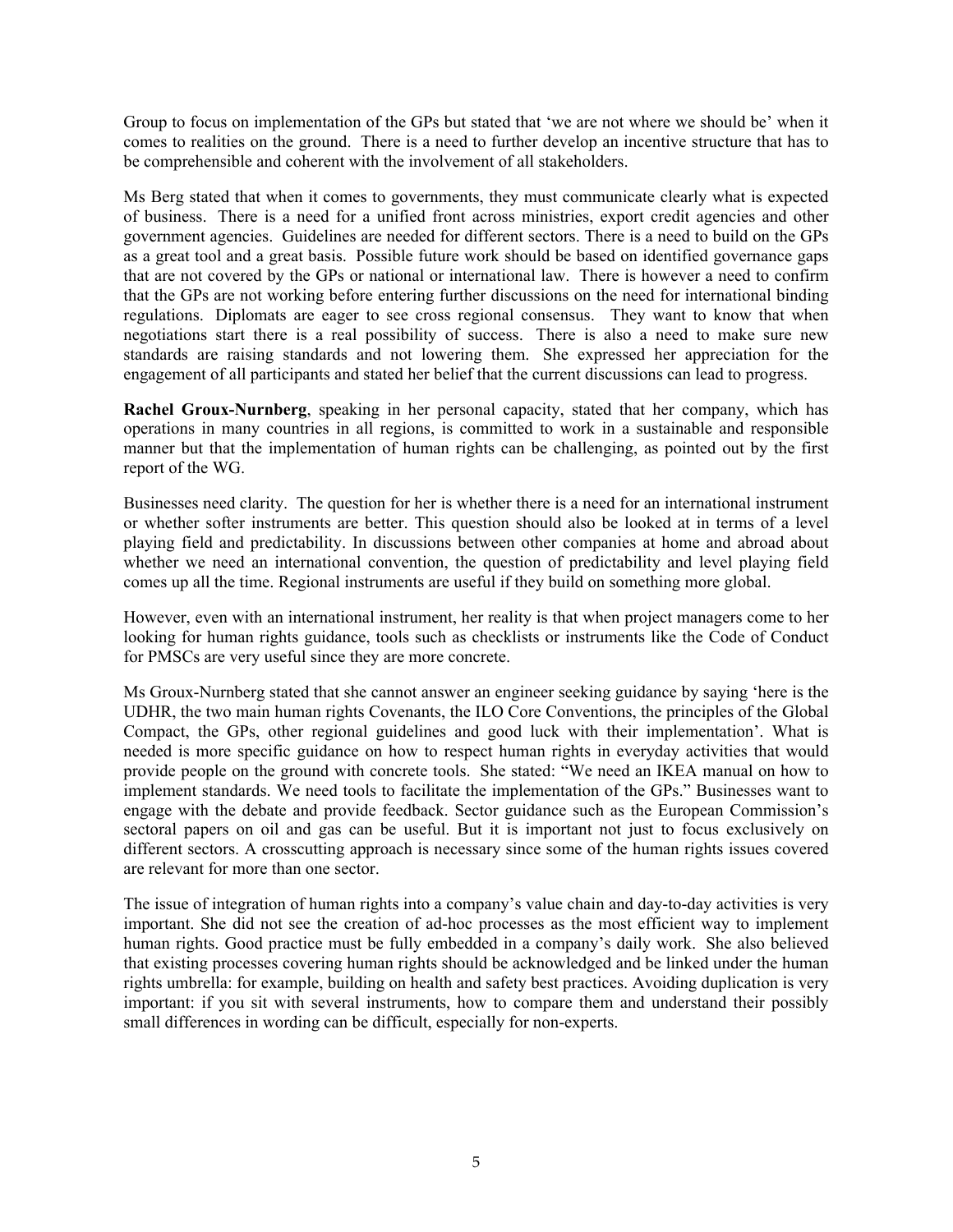Group to focus on implementation of the GPs but stated that 'we are not where we should be' when it comes to realities on the ground. There is a need to further develop an incentive structure that has to be comprehensible and coherent with the involvement of all stakeholders.

Ms Berg stated that when it comes to governments, they must communicate clearly what is expected of business. There is a need for a unified front across ministries, export credit agencies and other government agencies. Guidelines are needed for different sectors. There is a need to build on the GPs as a great tool and a great basis. Possible future work should be based on identified governance gaps that are not covered by the GPs or national or international law. There is however a need to confirm that the GPs are not working before entering further discussions on the need for international binding regulations. Diplomats are eager to see cross regional consensus. They want to know that when negotiations start there is a real possibility of success. There is also a need to make sure new standards are raising standards and not lowering them. She expressed her appreciation for the engagement of all participants and stated her belief that the current discussions can lead to progress.

**Rachel Groux-Nurnberg**, speaking in her personal capacity, stated that her company, which has operations in many countries in all regions, is committed to work in a sustainable and responsible manner but that the implementation of human rights can be challenging, as pointed out by the first report of the WG.

Businesses need clarity. The question for her is whether there is a need for an international instrument or whether softer instruments are better. This question should also be looked at in terms of a level playing field and predictability. In discussions between other companies at home and abroad about whether we need an international convention, the question of predictability and level playing field comes up all the time. Regional instruments are useful if they build on something more global.

However, even with an international instrument, her reality is that when project managers come to her looking for human rights guidance, tools such as checklists or instruments like the Code of Conduct for PMSCs are very useful since they are more concrete.

Ms Groux-Nurnberg stated that she cannot answer an engineer seeking guidance by saying 'here is the UDHR, the two main human rights Covenants, the ILO Core Conventions, the principles of the Global Compact, the GPs, other regional guidelines and good luck with their implementation'. What is needed is more specific guidance on how to respect human rights in everyday activities that would provide people on the ground with concrete tools. She stated: "We need an IKEA manual on how to implement standards. We need tools to facilitate the implementation of the GPs." Businesses want to engage with the debate and provide feedback. Sector guidance such as the European Commission's sectoral papers on oil and gas can be useful. But it is important not just to focus exclusively on different sectors. A crosscutting approach is necessary since some of the human rights issues covered are relevant for more than one sector.

The issue of integration of human rights into a company's value chain and day-to-day activities is very important. She did not see the creation of ad-hoc processes as the most efficient way to implement human rights. Good practice must be fully embedded in a company's daily work. She also believed that existing processes covering human rights should be acknowledged and be linked under the human rights umbrella: for example, building on health and safety best practices. Avoiding duplication is very important: if you sit with several instruments, how to compare them and understand their possibly small differences in wording can be difficult, especially for non-experts.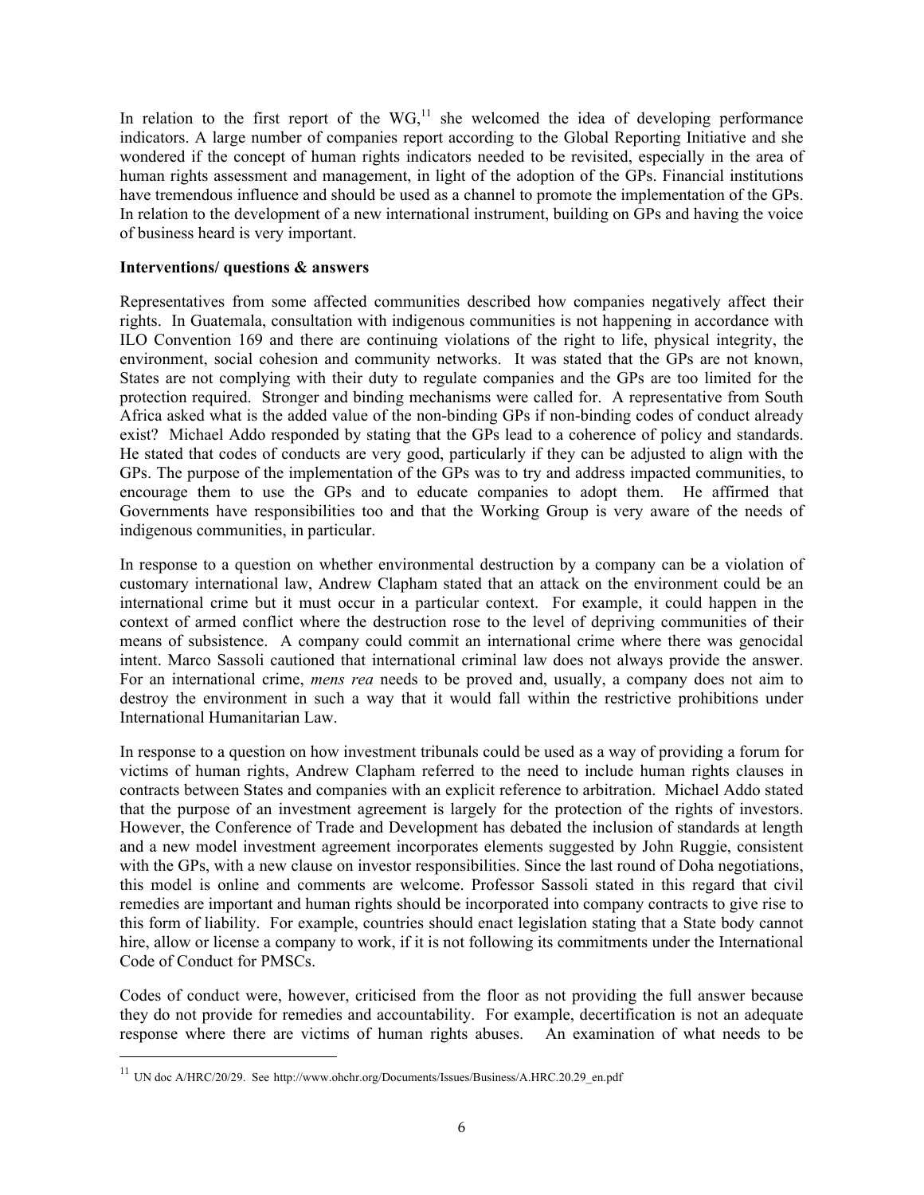In relation to the first report of the WG,[11] she welcomed the idea of developing performance indicators. A large number of companies report according to the Global Reporting Initiative and she wondered if the concept of human rights indicators needed to be revisited, especially in the area of human rights assessment and management, in light of the adoption of the GPs. Financial institutions have tremendous influence and should be used as a channel to promote the implementation of the GPs. In relation to the development of a new international instrument, building on GPs and having the voice of business heard is very important.

**Interventions/ questions & answers**

Representatives from some affected communities described how companies negatively affect their rights. In Guatemala, consultation with indigenous communities is not happening in accordance with ILO Convention 169 and there are continuing violations of the right to life, physical integrity, the environment, social cohesion and community networks. It was stated that the GPs are not known, States are not complying with their duty to regulate companies and the GPs are too limited for the protection required. Stronger and binding mechanisms were called for. A representative from South Africa asked what is the added value of the non-binding GPs if non-binding codes of conduct already exist? Michael Addo responded by stating that the GPs lead to a coherence of policy and standards. He stated that codes of conducts are very good, particularly if they can be adjusted to align with the GPs. The purpose of the implementation of the GPs was to try and address impacted communities, to encourage them to use the GPs and to educate companies to adopt them. He affirmed that Governments have responsibilities too and that the Working Group is very aware of the needs of indigenous communities, in particular.

In response to a question on whether environmental destruction by a company can be a violation of customary international law, Andrew Clapham stated that an attack on the environment could be an international crime but it must occur in a particular context. For example, it could happen in the context of armed conflict where the destruction rose to the level of depriving communities of their means of subsistence. A company could commit an international crime where there was genocidal intent. Marco Sassoli cautioned that international criminal law does not always provide the answer. For an international crime, *mens rea* needs to be proved and, usually, a company does not aim to destroy the environment in such a way that it would fall within the restrictive prohibitions under International Humanitarian Law.

In response to a question on how investment tribunals could be used as a way of providing a forum for victims of human rights, Andrew Clapham referred to the need to include human rights clauses in contracts between States and companies with an explicit reference to arbitration. Michael Addo stated that the purpose of an investment agreement is largely for the protection of the rights of investors. However, the Conference of Trade and Development has debated the inclusion of standards at length and a new model investment agreement incorporates elements suggested by John Ruggie, consistent with the GPs, with a new clause on investor responsibilities. Since the last round of Doha negotiations, this model is online and comments are welcome. Professor Sassoli stated in this regard that civil remedies are important and human rights should be incorporated into company contracts to give rise to this form of liability. For example, countries should enact legislation stating that a State body cannot hire, allow or license a company to work, if it is not following its commitments under the International Code of Conduct for PMSCs.

Codes of conduct were, however, criticised from the floor as not providing the full answer because they do not provide for remedies and accountability. For example, decertification is not an adequate response where there are victims of human rights abuses. An examination of what needs to be

[11] UN doc A/HRC/20/29. See http://www.ohchr.org/Documents/Issues/Business/A.HRC.20.29_en.pdf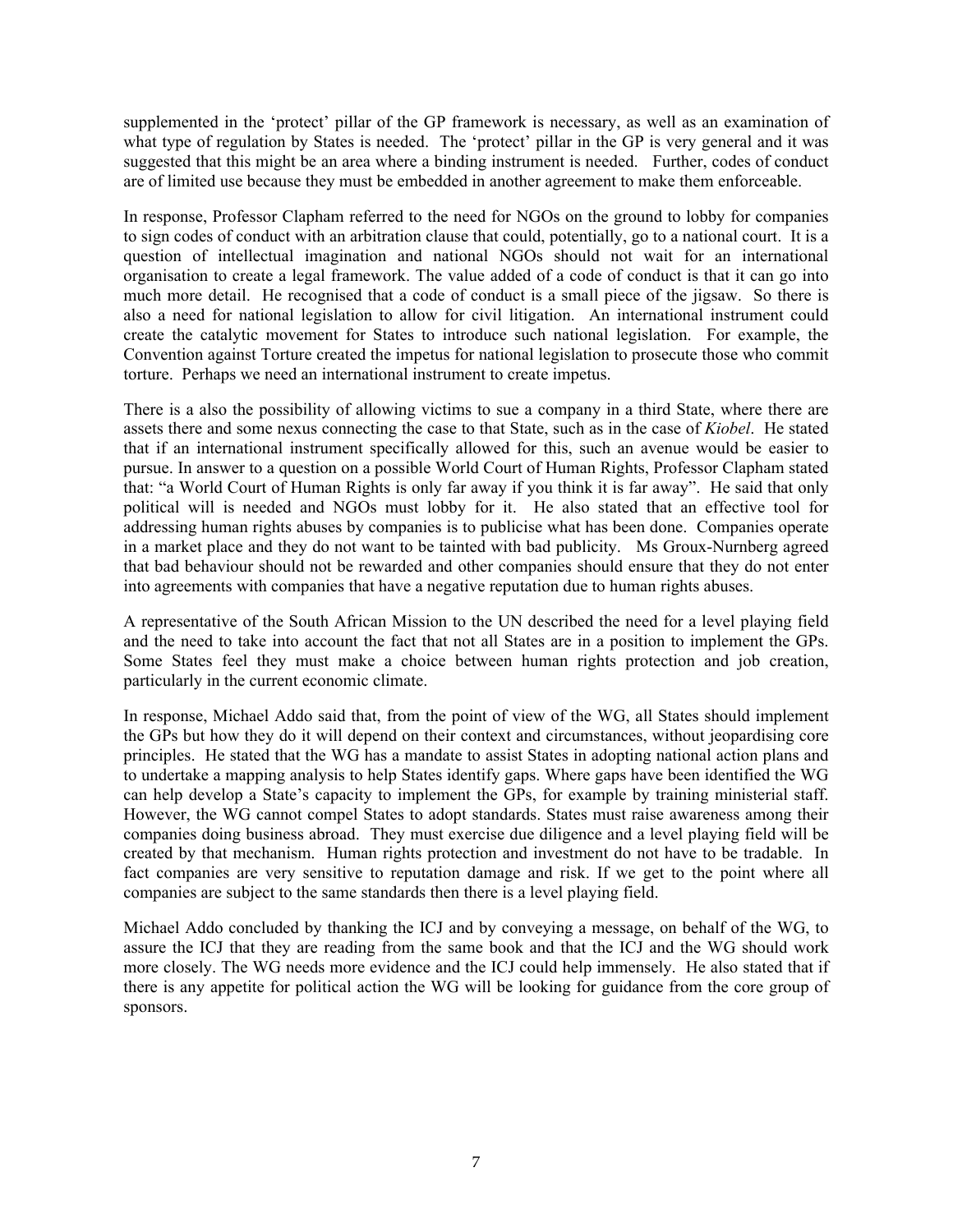supplemented in the 'protect' pillar of the GP framework is necessary, as well as an examination of what type of regulation by States is needed. The 'protect' pillar in the GP is very general and it was suggested that this might be an area where a binding instrument is needed. Further, codes of conduct are of limited use because they must be embedded in another agreement to make them enforceable.

In response, Professor Clapham referred to the need for NGOs on the ground to lobby for companies to sign codes of conduct with an arbitration clause that could, potentially, go to a national court. It is a question of intellectual imagination and national NGOs should not wait for an international organisation to create a legal framework. The value added of a code of conduct is that it can go into much more detail. He recognised that a code of conduct is a small piece of the jigsaw. So there is also a need for national legislation to allow for civil litigation. An international instrument could create the catalytic movement for States to introduce such national legislation. For example, the Convention against Torture created the impetus for national legislation to prosecute those who commit torture. Perhaps we need an international instrument to create impetus.

There is a also the possibility of allowing victims to sue a company in a third State, where there are assets there and some nexus connecting the case to that State, such as in the case of *Kiobel*. He stated that if an international instrument specifically allowed for this, such an avenue would be easier to pursue. In answer to a question on a possible World Court of Human Rights, Professor Clapham stated that: "a World Court of Human Rights is only far away if you think it is far away". He said that only political will is needed and NGOs must lobby for it. He also stated that an effective tool for addressing human rights abuses by companies is to publicise what has been done. Companies operate in a market place and they do not want to be tainted with bad publicity. Ms Groux-Nurnberg agreed that bad behaviour should not be rewarded and other companies should ensure that they do not enter into agreements with companies that have a negative reputation due to human rights abuses.

A representative of the South African Mission to the UN described the need for a level playing field and the need to take into account the fact that not all States are in a position to implement the GPs. Some States feel they must make a choice between human rights protection and job creation, particularly in the current economic climate.

In response, Michael Addo said that, from the point of view of the WG, all States should implement the GPs but how they do it will depend on their context and circumstances, without jeopardising core principles. He stated that the WG has a mandate to assist States in adopting national action plans and to undertake a mapping analysis to help States identify gaps. Where gaps have been identified the WG can help develop a State's capacity to implement the GPs, for example by training ministerial staff. However, the WG cannot compel States to adopt standards. States must raise awareness among their companies doing business abroad. They must exercise due diligence and a level playing field will be created by that mechanism. Human rights protection and investment do not have to be tradable. In fact companies are very sensitive to reputation damage and risk. If we get to the point where all companies are subject to the same standards then there is a level playing field.

Michael Addo concluded by thanking the ICJ and by conveying a message, on behalf of the WG, to assure the ICJ that they are reading from the same book and that the ICJ and the WG should work more closely. The WG needs more evidence and the ICJ could help immensely. He also stated that if there is any appetite for political action the WG will be looking for guidance from the core group of sponsors.